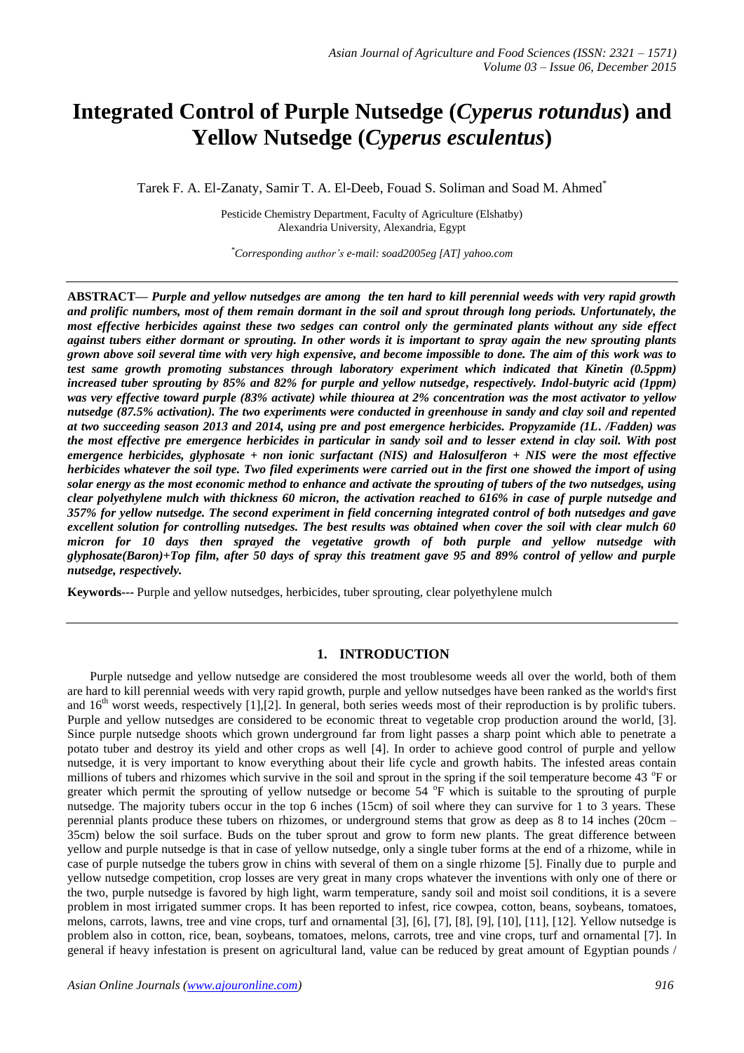# Integrated Control of Purple Nutsedge (*Cyperus rotundus*) and Yellow Nutsedge (*Cyperus esculentus*)

Tarek F. A. El-Zanaty, Samir T. A. El-Deeb, Fouad S. Soliman and Soad M. Ahmed*

Pesticide Chemistry Department, Faculty of Agriculture (Elshatby)
Alexandria University, Alexandria, Egypt

*Corresponding author's e-mail: soad2005eg [AT] yahoo.com

---

**ABSTRACT—** ***Purple and yellow nutsedges are among the ten hard to kill perennial weeds with very rapid growth and prolific numbers, most of them remain dormant in the soil and sprout through long periods. Unfortunately, the most effective herbicides against these two sedges can control only the germinated plants without any side effect against tubers either dormant or sprouting. In other words it is important to spray again the new sprouting plants grown above soil several time with very high expensive, and become impossible to done. The aim of this work was to test same growth promoting substances through laboratory experiment which indicated that Kinetin (0.5ppm) increased tuber sprouting by 85% and 82% for purple and yellow nutsedge, respectively. Indol-butyric acid (1ppm) was very effective toward purple (83% activate) while thiourea at 2% concentration was the most activator to yellow nutsedge (87.5% activation). The two experiments were conducted in greenhouse in sandy and clay soil and repented at two succeeding season 2013 and 2014, using pre and post emergence herbicides. Propyzamide (1L. /Fadden) was the most effective pre emergence herbicides in particular in sandy soil and to lesser extend in clay soil. With post emergence herbicides, glyphosate + non ionic surfactant (NIS) and Halosulferon + NIS were the most effective herbicides whatever the soil type. Two filed experiments were carried out in the first one showed the import of using solar energy as the most economic method to enhance and activate the sprouting of tubers of the two nutsedges, using clear polyethylene mulch with thickness 60 micron, the activation reached to 616% in case of purple nutsedge and 357% for yellow nutsedge. The second experiment in field concerning integrated control of both nutsedges and gave excellent solution for controlling nutsedges. The best results was obtained when cover the soil with clear mulch 60 micron for 10 days then sprayed the vegetative growth of both purple and yellow nutsedge with glyphosate(Baron)+Top film, after 50 days of spray this treatment gave 95 and 89% control of yellow and purple nutsedge, respectively.***

**Keywords---** Purple and yellow nutsedges, herbicides, tuber sprouting, clear polyethylene mulch

---

## 1. INTRODUCTION

Purple nutsedge and yellow nutsedge are considered the most troublesome weeds all over the world, both of them are hard to kill perennial weeds with very rapid growth, purple and yellow nutsedges have been ranked as the world's first and 16th worst weeds, respectively [1],[2]. In general, both series weeds most of their reproduction is by prolific tubers. Purple and yellow nutsedges are considered to be economic threat to vegetable crop production around the world, [3]. Since purple nutsedge shoots which grown underground far from light passes a sharp point which able to penetrate a potato tuber and destroy its yield and other crops as well [4]. In order to achieve good control of purple and yellow nutsedge, it is very important to know everything about their life cycle and growth habits. The infested areas contain millions of tubers and rhizomes which survive in the soil and sprout in the spring if the soil temperature become 43 °F or greater which permit the sprouting of yellow nutsedge or become 54 °F which is suitable to the sprouting of purple nutsedge. The majority tubers occur in the top 6 inches (15cm) of soil where they can survive for 1 to 3 years. These perennial plants produce these tubers on rhizomes, or underground stems that grow as deep as 8 to 14 inches (20cm – 35cm) below the soil surface. Buds on the tuber sprout and grow to form new plants. The great difference between yellow and purple nutsedge is that in case of yellow nutsedge, only a single tuber forms at the end of a rhizome, while in case of purple nutsedge the tubers grow in chins with several of them on a single rhizome [5]. Finally due to purple and yellow nutsedge competition, crop losses are very great in many crops whatever the inventions with only one of there or the two, purple nutsedge is favored by high light, warm temperature, sandy soil and moist soil conditions, it is a severe problem in most irrigated summer crops. It has been reported to infest, rice cowpea, cotton, beans, soybeans, tomatoes, melons, carrots, lawns, tree and vine crops, turf and ornamental [3], [6], [7], [8], [9], [10], [11], [12]. Yellow nutsedge is problem also in cotton, rice, bean, soybeans, tomatoes, melons, carrots, tree and vine crops, turf and ornamental [7]. In general if heavy infestation is present on agricultural land, value can be reduced by great amount of Egyptian pounds /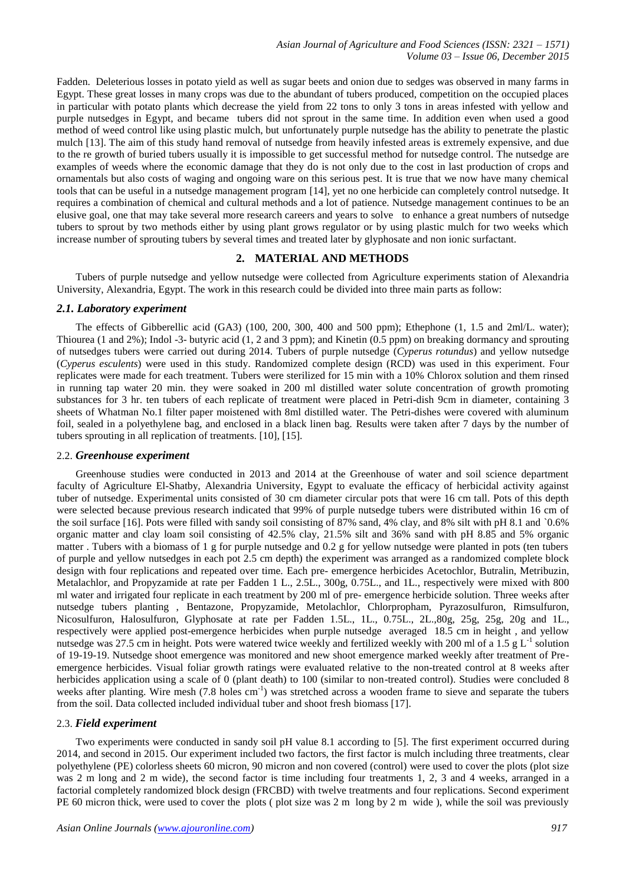Fadden. Deleterious losses in potato yield as well as sugar beets and onion due to sedges was observed in many farms in Egypt. These great losses in many crops was due to the abundant of tubers produced, competition on the occupied places in particular with potato plants which decrease the yield from 22 tons to only 3 tons in areas infested with yellow and purple nutsedges in Egypt, and became tubers did not sprout in the same time. In addition even when used a good method of weed control like using plastic mulch, but unfortunately purple nutsedge has the ability to penetrate the plastic mulch [13]. The aim of this study hand removal of nutsedge from heavily infested areas is extremely expensive, and due to the re growth of buried tubers usually it is impossible to get successful method for nutsedge control. The nutsedge are examples of weeds where the economic damage that they do is not only due to the cost in last production of crops and ornamentals but also costs of waging and ongoing ware on this serious pest. It is true that we now have many chemical tools that can be useful in a nutsedge management program [14], yet no one herbicide can completely control nutsedge. It requires a combination of chemical and cultural methods and a lot of patience. Nutsedge management continues to be an elusive goal, one that may take several more research careers and years to solve to enhance a great numbers of nutsedge tubers to sprout by two methods either by using plant grows regulator or by using plastic mulch for two weeks which increase number of sprouting tubers by several times and treated later by glyphosate and non ionic surfactant.

## 2. MATERIAL AND METHODS

Tubers of purple nutsedge and yellow nutsedge were collected from Agriculture experiments station of Alexandria University, Alexandria, Egypt. The work in this research could be divided into three main parts as follow:

### *2.1. Laboratory experiment*

The effects of Gibberellic acid (GA3) (100, 200, 300, 400 and 500 ppm); Ethephone (1, 1.5 and 2ml/L. water); Thiourea (1 and 2%); Indol -3- butyric acid (1, 2 and 3 ppm); and Kinetin (0.5 ppm) on breaking dormancy and sprouting of nutsedges tubers were carried out during 2014. Tubers of purple nutsedge (*Cyperus rotundus*) and yellow nutsedge (*Cyperus esculents*) were used in this study. Randomized complete design (RCD) was used in this experiment. Four replicates were made for each treatment. Tubers were sterilized for 15 min with a 10% Chlorox solution and them rinsed in running tap water 20 min. they were soaked in 200 ml distilled water solute concentration of growth promoting substances for 3 hr. ten tubers of each replicate of treatment were placed in Petri-dish 9cm in diameter, containing 3 sheets of Whatman No.1 filter paper moistened with 8ml distilled water. The Petri-dishes were covered with aluminum foil, sealed in a polyethylene bag, and enclosed in a black linen bag. Results were taken after 7 days by the number of tubers sprouting in all replication of treatments. [10], [15].

### 2.2. *Greenhouse experiment*

Greenhouse studies were conducted in 2013 and 2014 at the Greenhouse of water and soil science department faculty of Agriculture El-Shatby, Alexandria University, Egypt to evaluate the efficacy of herbicidal activity against tuber of nutsedge. Experimental units consisted of 30 cm diameter circular pots that were 16 cm tall. Pots of this depth were selected because previous research indicated that 99% of purple nutsedge tubers were distributed within 16 cm of the soil surface [16]. Pots were filled with sandy soil consisting of 87% sand, 4% clay, and 8% silt with pH 8.1 and `0.6% organic matter and clay loam soil consisting of 42.5% clay, 21.5% silt and 36% sand with pH 8.85 and 5% organic matter . Tubers with a biomass of 1 g for purple nutsedge and 0.2 g for yellow nutsedge were planted in pots (ten tubers of purple and yellow nutsedges in each pot 2.5 cm depth) the experiment was arranged as a randomized complete block design with four replications and repeated over time. Each pre- emergence herbicides Acetochlor, Butralin, Metribuzin, Metalachlor, and Propyzamide at rate per Fadden 1 L., 2.5L., 300g, 0.75L., and 1L., respectively were mixed with 800 ml water and irrigated four replicate in each treatment by 200 ml of pre- emergence herbicide solution. Three weeks after nutsedge tubers planting , Bentazone, Propyzamide, Metolachlor, Chlorpropham, Pyrazosulfuron, Rimsulfuron, Nicosulfuron, Halosulfuron, Glyphosate at rate per Fadden 1.5L., 1L., 0.75L., 2L.,80g, 25g, 25g, 20g and 1L., respectively were applied post-emergence herbicides when purple nutsedge averaged 18.5 cm in height , and yellow nutsedge was 27.5 cm in height. Pots were watered twice weekly and fertilized weekly with 200 ml of a 1.5 g $L^{-1}$ solution of 19-19-19. Nutsedge shoot emergence was monitored and new shoot emergence marked weekly after treatment of Pre-emergence herbicides. Visual foliar growth ratings were evaluated relative to the non-treated control at 8 weeks after herbicides application using a scale of 0 (plant death) to 100 (similar to non-treated control). Studies were concluded 8 weeks after planting. Wire mesh (7.8 holes $cm^{-1}$) was stretched across a wooden frame to sieve and separate the tubers from the soil. Data collected included individual tuber and shoot fresh biomass [17].

### 2.3. *Field experiment*

Two experiments were conducted in sandy soil pH value 8.1 according to [5]. The first experiment occurred during 2014, and second in 2015. Our experiment included two factors, the first factor is mulch including three treatments, clear polyethylene (PE) colorless sheets 60 micron, 90 micron and non covered (control) were used to cover the plots (plot size was 2 m long and 2 m wide), the second factor is time including four treatments 1, 2, 3 and 4 weeks, arranged in a factorial completely randomized block design (FRCBD) with twelve treatments and four replications. Second experiment PE 60 micron thick, were used to cover the plots ( plot size was 2 m long by 2 m wide ), while the soil was previously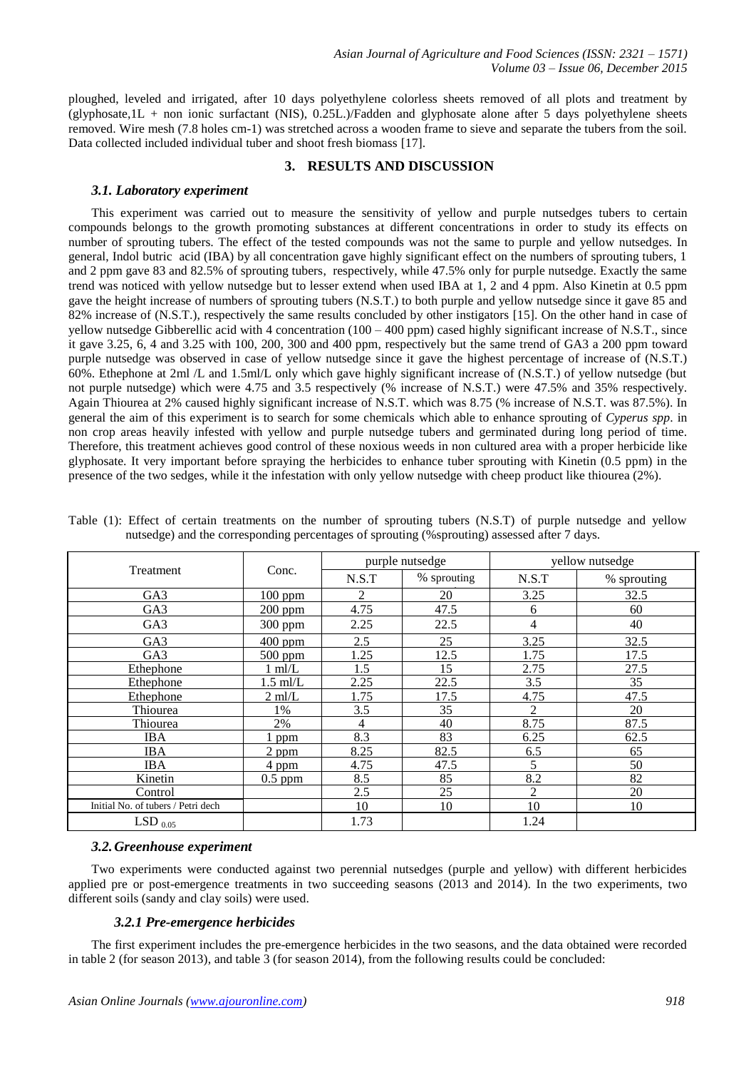ploughed, leveled and irrigated, after 10 days polyethylene colorless sheets removed of all plots and treatment by (glyphosate,1L + non ionic surfactant (NIS), 0.25L.)/Fadden and glyphosate alone after 5 days polyethylene sheets removed. Wire mesh (7.8 holes cm-1) was stretched across a wooden frame to sieve and separate the tubers from the soil. Data collected included individual tuber and shoot fresh biomass [17].

## 3. RESULTS AND DISCUSSION

### *3.1. Laboratory experiment*

This experiment was carried out to measure the sensitivity of yellow and purple nutsedges tubers to certain compounds belongs to the growth promoting substances at different concentrations in order to study its effects on number of sprouting tubers. The effect of the tested compounds was not the same to purple and yellow nutsedges. In general, Indol butric acid (IBA) by all concentration gave highly significant effect on the numbers of sprouting tubers, 1 and 2 ppm gave 83 and 82.5% of sprouting tubers, respectively, while 47.5% only for purple nutsedge. Exactly the same trend was noticed with yellow nutsedge but to lesser extend when used IBA at 1, 2 and 4 ppm. Also Kinetin at 0.5 ppm gave the height increase of numbers of sprouting tubers (N.S.T.) to both purple and yellow nutsedge since it gave 85 and 82% increase of (N.S.T.), respectively the same results concluded by other instigators [15]. On the other hand in case of yellow nutsedge Gibberellic acid with 4 concentration (100 – 400 ppm) cased highly significant increase of N.S.T., since it gave 3.25, 6, 4 and 3.25 with 100, 200, 300 and 400 ppm, respectively but the same trend of GA3 a 200 ppm toward purple nutsedge was observed in case of yellow nutsedge since it gave the highest percentage of increase of (N.S.T.) 60%. Ethephone at 2ml /L and 1.5ml/L only which gave highly significant increase of (N.S.T.) of yellow nutsedge (but not purple nutsedge) which were 4.75 and 3.5 respectively (% increase of N.S.T.) were 47.5% and 35% respectively. Again Thiourea at 2% caused highly significant increase of N.S.T. which was 8.75 (% increase of N.S.T. was 87.5%). In general the aim of this experiment is to search for some chemicals which able to enhance sprouting of *Cyperus spp*. in non crop areas heavily infested with yellow and purple nutsedge tubers and germinated during long period of time. Therefore, this treatment achieves good control of these noxious weeds in non cultured area with a proper herbicide like glyphosate. It very important before spraying the herbicides to enhance tuber sprouting with Kinetin (0.5 ppm) in the presence of the two sedges, while it the infestation with only yellow nutsedge with cheep product like thiourea (2%).

Table (1): Effect of certain treatments on the number of sprouting tubers (N.S.T) of purple nutsedge and yellow nutsedge) and the corresponding percentages of sprouting (%sprouting) assessed after 7 days.

| Treatment | Conc. | purple nutsedge | | yellow nutsedge | |
|---|---|---|---|---|---|
| | | N.S.T | % sprouting | N.S.T | % sprouting |
| GA3 | 100 ppm | 2 | 20 | 3.25 | 32.5 |
| GA3 | 200 ppm | 4.75 | 47.5 | 6 | 60 |
| GA3 | 300 ppm | 2.25 | 22.5 | 4 | 40 |
| GA3 | 400 ppm | 2.5 | 25 | 3.25 | 32.5 |
| GA3 | 500 ppm | 1.25 | 12.5 | 1.75 | 17.5 |
| Ethephone | 1 ml/L | 1.5 | 15 | 2.75 | 27.5 |
| Ethephone | 1.5 ml/L | 2.25 | 22.5 | 3.5 | 35 |
| Ethephone | 2 ml/L | 1.75 | 17.5 | 4.75 | 47.5 |
| Thiourea | 1% | 3.5 | 35 | 2 | 20 |
| Thiourea | 2% | 4 | 40 | 8.75 | 87.5 |
| IBA | 1 ppm | 8.3 | 83 | 6.25 | 62.5 |
| IBA | 2 ppm | 8.25 | 82.5 | 6.5 | 65 |
| IBA | 4 ppm | 4.75 | 47.5 | 5 | 50 |
| Kinetin | 0.5 ppm | 8.5 | 85 | 8.2 | 82 |
| Control | | 2.5 | 25 | 2 | 20 |
| Initial No. of tubers / Petri dech | | 10 | 10 | 10 | 10 |
| $LSD_{0.05}$ | | 1.73 | | 1.24 | |

### *3.2. Greenhouse experiment*

Two experiments were conducted against two perennial nutsedges (purple and yellow) with different herbicides applied pre or post-emergence treatments in two succeeding seasons (2013 and 2014). In the two experiments, two different soils (sandy and clay soils) were used.

#### *3.2.1 Pre-emergence herbicides*

The first experiment includes the pre-emergence herbicides in the two seasons, and the data obtained were recorded in table 2 (for season 2013), and table 3 (for season 2014), from the following results could be concluded: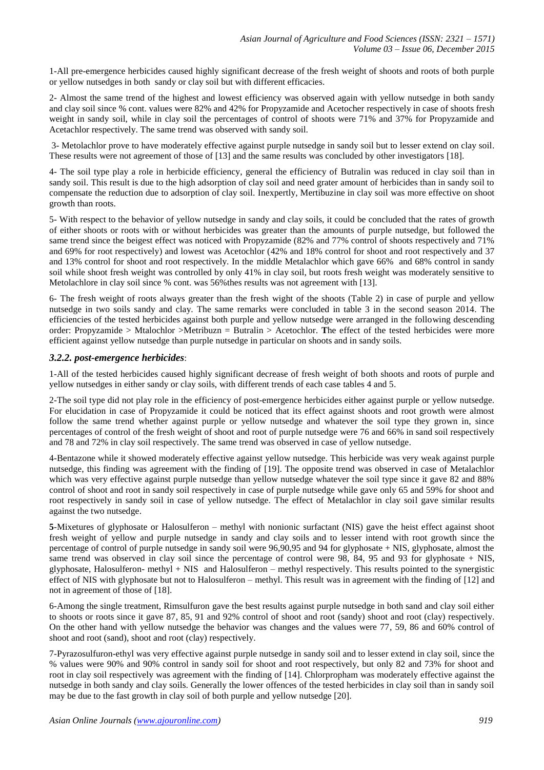1-All pre-emergence herbicides caused highly significant decrease of the fresh weight of shoots and roots of both purple or yellow nutsedges in both sandy or clay soil but with different efficacies.

2- Almost the same trend of the highest and lowest efficiency was observed again with yellow nutsedge in both sandy and clay soil since % cont. values were 82% and 42% for Propyzamide and Acetocher respectively in case of shoots fresh weight in sandy soil, while in clay soil the percentages of control of shoots were 71% and 37% for Propyzamide and Acetachlor respectively. The same trend was observed with sandy soil.

3- Metolachlor prove to have moderately effective against purple nutsedge in sandy soil but to lesser extend on clay soil. These results were not agreement of those of [13] and the same results was concluded by other investigators [18].

4- The soil type play a role in herbicide efficiency, general the efficiency of Butralin was reduced in clay soil than in sandy soil. This result is due to the high adsorption of clay soil and need grater amount of herbicides than in sandy soil to compensate the reduction due to adsorption of clay soil. Inexpertly, Mertibuzine in clay soil was more effective on shoot growth than roots.

5- With respect to the behavior of yellow nutsedge in sandy and clay soils, it could be concluded that the rates of growth of either shoots or roots with or without herbicides was greater than the amounts of purple nutsedge, but followed the same trend since the beigest effect was noticed with Propyzamide (82% and 77% control of shoots respectively and 71% and 69% for root respectively) and lowest was Acetochlor (42% and 18% control for shoot and root respectively and 37 and 13% control for shoot and root respectively. In the middle Metalachlor which gave 66% and 68% control in sandy soil while shoot fresh weight was controlled by only 41% in clay soil, but roots fresh weight was moderately sensitive to Metolachlore in clay soil since % cont. was 56%thes results was not agreement with [13].

6- The fresh weight of roots always greater than the fresh wight of the shoots (Table 2) in case of purple and yellow nutsedge in two soils sandy and clay. The same remarks were concluded in table 3 in the second season 2014. The efficiencies of the tested herbicides against both purple and yellow nutsedge were arranged in the following descending order: Propyzamide > Mtalochlor >Metribuzn = Butralin > Acetochlor. **T**he effect of the tested herbicides were more efficient against yellow nutsedge than purple nutsedge in particular on shoots and in sandy soils.

### *3.2.2. post-emergence herbicides*:

1-All of the tested herbicides caused highly significant decrease of fresh weight of both shoots and roots of purple and yellow nutsedges in either sandy or clay soils, with different trends of each case tables 4 and 5.

2-The soil type did not play role in the efficiency of post-emergence herbicides either against purple or yellow nutsedge. For elucidation in case of Propyzamide it could be noticed that its effect against shoots and root growth were almost follow the same trend whether against purple or yellow nutsedge and whatever the soil type they grown in, since percentages of control of the fresh weight of shoot and root of purple nutsedge were 76 and 66% in sand soil respectively and 78 and 72% in clay soil respectively. The same trend was observed in case of yellow nutsedge.

4-Bentazone while it showed moderately effective against yellow nutsedge. This herbicide was very weak against purple nutsedge, this finding was agreement with the finding of [19]. The opposite trend was observed in case of Metalachlor which was very effective against purple nutsedge than yellow nutsedge whatever the soil type since it gave 82 and 88% control of shoot and root in sandy soil respectively in case of purple nutsedge while gave only 65 and 59% for shoot and root respectively in sandy soil in case of yellow nutsedge. The effect of Metalachlor in clay soil gave similar results against the two nutsedge.

**5**-Mixetures of glyphosate or Halosulferon – methyl with nonionic surfactant (NIS) gave the heist effect against shoot fresh weight of yellow and purple nutsedge in sandy and clay soils and to lesser intend with root growth since the percentage of control of purple nutsedge in sandy soil were 96,90,95 and 94 for glyphosate + NIS, glyphosate, almost the same trend was observed in clay soil since the percentage of control were 98, 84, 95 and 93 for glyphosate + NIS, glyphosate, Halosulferon- methyl + NIS and Halosulferon – methyl respectively. This results pointed to the synergistic effect of NIS with glyphosate but not to Halosulferon – methyl. This result was in agreement with the finding of [12] and not in agreement of those of [18].

6-Among the single treatment, Rimsulfuron gave the best results against purple nutsedge in both sand and clay soil either to shoots or roots since it gave 87, 85, 91 and 92% control of shoot and root (sandy) shoot and root (clay) respectively. On the other hand with yellow nutsedge the behavior was changes and the values were 77, 59, 86 and 60% control of shoot and root (sand), shoot and root (clay) respectively.

7-Pyrazosulfuron-ethyl was very effective against purple nutsedge in sandy soil and to lesser extend in clay soil, since the % values were 90% and 90% control in sandy soil for shoot and root respectively, but only 82 and 73% for shoot and root in clay soil respectively was agreement with the finding of [14]. Chlorpropham was moderately effective against the nutsedge in both sandy and clay soils. Generally the lower offences of the tested herbicides in clay soil than in sandy soil may be due to the fast growth in clay soil of both purple and yellow nutsedge [20].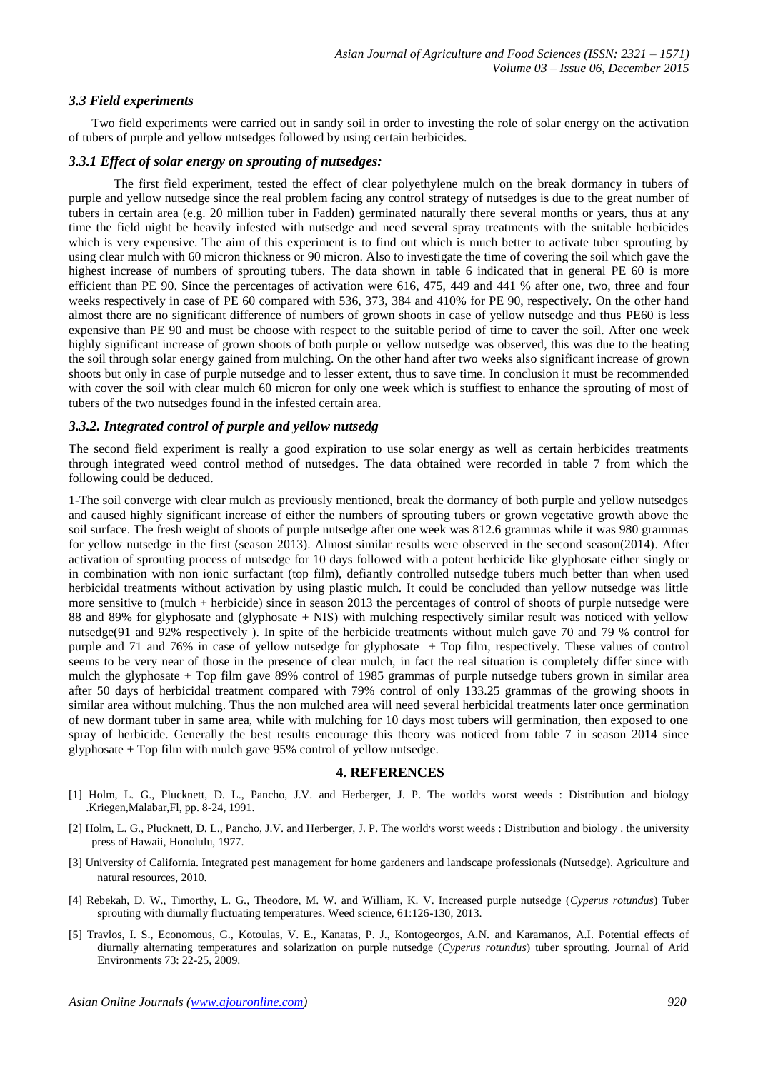### *3.3 Field experiments*

Two field experiments were carried out in sandy soil in order to investing the role of solar energy on the activation of tubers of purple and yellow nutsedges followed by using certain herbicides.

### *3.3.1 Effect of solar energy on sprouting of nutsedges:*

The first field experiment, tested the effect of clear polyethylene mulch on the break dormancy in tubers of purple and yellow nutsedge since the real problem facing any control strategy of nutsedges is due to the great number of tubers in certain area (e.g. 20 million tuber in Fadden) germinated naturally there several months or years, thus at any time the field night be heavily infested with nutsedge and need several spray treatments with the suitable herbicides which is very expensive. The aim of this experiment is to find out which is much better to activate tuber sprouting by using clear mulch with 60 micron thickness or 90 micron. Also to investigate the time of covering the soil which gave the highest increase of numbers of sprouting tubers. The data shown in table 6 indicated that in general PE 60 is more efficient than PE 90. Since the percentages of activation were 616, 475, 449 and 441 % after one, two, three and four weeks respectively in case of PE 60 compared with 536, 373, 384 and 410% for PE 90, respectively. On the other hand almost there are no significant difference of numbers of grown shoots in case of yellow nutsedge and thus PE60 is less expensive than PE 90 and must be choose with respect to the suitable period of time to caver the soil. After one week highly significant increase of grown shoots of both purple or yellow nutsedge was observed, this was due to the heating the soil through solar energy gained from mulching. On the other hand after two weeks also significant increase of grown shoots but only in case of purple nutsedge and to lesser extent, thus to save time. In conclusion it must be recommended with cover the soil with clear mulch 60 micron for only one week which is stuffiest to enhance the sprouting of most of tubers of the two nutsedges found in the infested certain area.

### *3.3.2. Integrated control of purple and yellow nutsedg*

The second field experiment is really a good expiration to use solar energy as well as certain herbicides treatments through integrated weed control method of nutsedges. The data obtained were recorded in table 7 from which the following could be deduced.

1-The soil converge with clear mulch as previously mentioned, break the dormancy of both purple and yellow nutsedges and caused highly significant increase of either the numbers of sprouting tubers or grown vegetative growth above the soil surface. The fresh weight of shoots of purple nutsedge after one week was 812.6 grammas while it was 980 grammas for yellow nutsedge in the first (season 2013). Almost similar results were observed in the second season(2014). After activation of sprouting process of nutsedge for 10 days followed with a potent herbicide like glyphosate either singly or in combination with non ionic surfactant (top film), defiantly controlled nutsedge tubers much better than when used herbicidal treatments without activation by using plastic mulch. It could be concluded than yellow nutsedge was little more sensitive to (mulch + herbicide) since in season 2013 the percentages of control of shoots of purple nutsedge were 88 and 89% for glyphosate and (glyphosate + NIS) with mulching respectively similar result was noticed with yellow nutsedge(91 and 92% respectively ). In spite of the herbicide treatments without mulch gave 70 and 79 % control for purple and 71 and 76% in case of yellow nutsedge for glyphosate + Top film, respectively. These values of control seems to be very near of those in the presence of clear mulch, in fact the real situation is completely differ since with mulch the glyphosate + Top film gave 89% control of 1985 grammas of purple nutsedge tubers grown in similar area after 50 days of herbicidal treatment compared with 79% control of only 133.25 grammas of the growing shoots in similar area without mulching. Thus the non mulched area will need several herbicidal treatments later once germination of new dormant tuber in same area, while with mulching for 10 days most tubers will germination, then exposed to one spray of herbicide. Generally the best results encourage this theory was noticed from table 7 in season 2014 since glyphosate + Top film with mulch gave 95% control of yellow nutsedge.

## 4. REFERENCES

[1] Holm, L. G., Plucknett, D. L., Pancho, J.V. and Herberger, J. P. The world's worst weeds : Distribution and biology .Kriegen,Malabar,Fl, pp. 8-24, 1991.

[2] Holm, L. G., Plucknett, D. L., Pancho, J.V. and Herberger, J. P. The world's worst weeds : Distribution and biology . the university press of Hawaii, Honolulu, 1977.

[3] University of California. Integrated pest management for home gardeners and landscape professionals (Nutsedge). Agriculture and natural resources, 2010.

[4] Rebekah, D. W., Timorthy, L. G., Theodore, M. W. and William, K. V. Increased purple nutsedge (*Cyperus rotundus*) Tuber sprouting with diurnally fluctuating temperatures. Weed science, 61:126-130, 2013.

[5] Travlos, I. S., Economous, G., Kotoulas, V. E., Kanatas, P. J., Kontogeorgos, A.N. and Karamanos, A.I. Potential effects of diurnally alternating temperatures and solarization on purple nutsedge (*Cyperus rotundus*) tuber sprouting. Journal of Arid Environments 73: 22-25, 2009.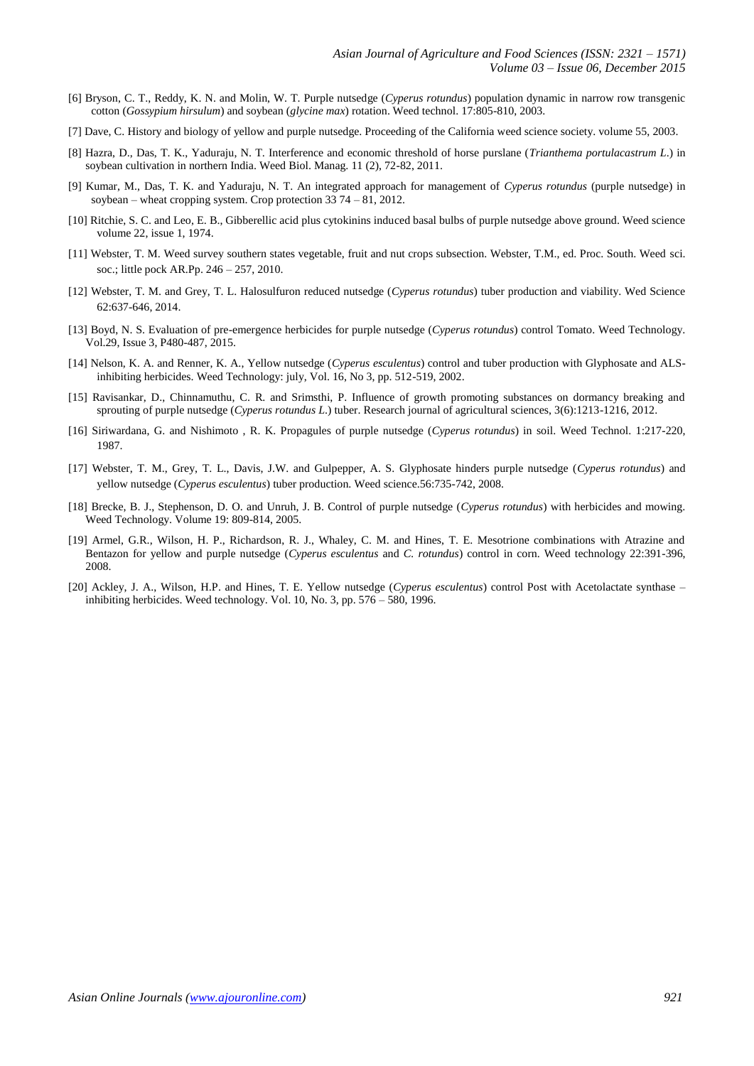[6] Bryson, C. T., Reddy, K. N. and Molin, W. T. Purple nutsedge (*Cyperus rotundus*) population dynamic in narrow row transgenic cotton (*Gossypium hirsulum*) and soybean (*glycine max*) rotation. Weed technol. 17:805-810, 2003.

[7] Dave, C. History and biology of yellow and purple nutsedge. Proceeding of the California weed science society. volume 55, 2003.

[8] Hazra, D., Das, T. K., Yaduraju, N. T. Interference and economic threshold of horse purslane (*Trianthema portulacastrum L*.) in soybean cultivation in northern India. Weed Biol. Manag. 11 (2), 72-82, 2011.

[9] Kumar, M., Das, T. K. and Yaduraju, N. T. An integrated approach for management of *Cyperus rotundus* (purple nutsedge) in soybean – wheat cropping system. Crop protection 33 74 – 81, 2012.

[10] Ritchie, S. C. and Leo, E. B., Gibberellic acid plus cytokinins induced basal bulbs of purple nutsedge above ground. Weed science volume 22, issue 1, 1974.

[11] Webster, T. M. Weed survey southern states vegetable, fruit and nut crops subsection. Webster, T.M., ed. Proc. South. Weed sci. soc.; little pock AR.Pp. 246 – 257, 2010.

[12] Webster, T. M. and Grey, T. L. Halosulfuron reduced nutsedge (*Cyperus rotundus*) tuber production and viability. Wed Science 62:637-646, 2014.

[13] Boyd, N. S. Evaluation of pre-emergence herbicides for purple nutsedge (*Cyperus rotundus*) control Tomato. Weed Technology. Vol.29, Issue 3, P480-487, 2015.

[14] Nelson, K. A. and Renner, K. A., Yellow nutsedge (*Cyperus esculentus*) control and tuber production with Glyphosate and ALS-inhibiting herbicides. Weed Technology: july, Vol. 16, No 3, pp. 512-519, 2002.

[15] Ravisankar, D., Chinnamuthu, C. R. and Srimsthi, P. Influence of growth promoting substances on dormancy breaking and sprouting of purple nutsedge (*Cyperus rotundus L*.) tuber. Research journal of agricultural sciences, 3(6):1213-1216, 2012.

[16] Siriwardana, G. and Nishimoto , R. K. Propagules of purple nutsedge (*Cyperus rotundus*) in soil. Weed Technol. 1:217-220, 1987.

[17] Webster, T. M., Grey, T. L., Davis, J.W. and Gulpepper, A. S. Glyphosate hinders purple nutsedge (*Cyperus rotundus*) and yellow nutsedge (*Cyperus esculentus*) tuber production. Weed science.56:735-742, 2008.

[18] Brecke, B. J., Stephenson, D. O. and Unruh, J. B. Control of purple nutsedge (*Cyperus rotundus*) with herbicides and mowing. Weed Technology. Volume 19: 809-814, 2005.

[19] Armel, G.R., Wilson, H. P., Richardson, R. J., Whaley, C. M. and Hines, T. E. Mesotrione combinations with Atrazine and Bentazon for yellow and purple nutsedge (*Cyperus esculentus* and *C. rotundus*) control in corn. Weed technology 22:391-396, 2008.

[20] Ackley, J. A., Wilson, H.P. and Hines, T. E. Yellow nutsedge (*Cyperus esculentus*) control Post with Acetolactate synthase – inhibiting herbicides. Weed technology. Vol. 10, No. 3, pp. 576 – 580, 1996.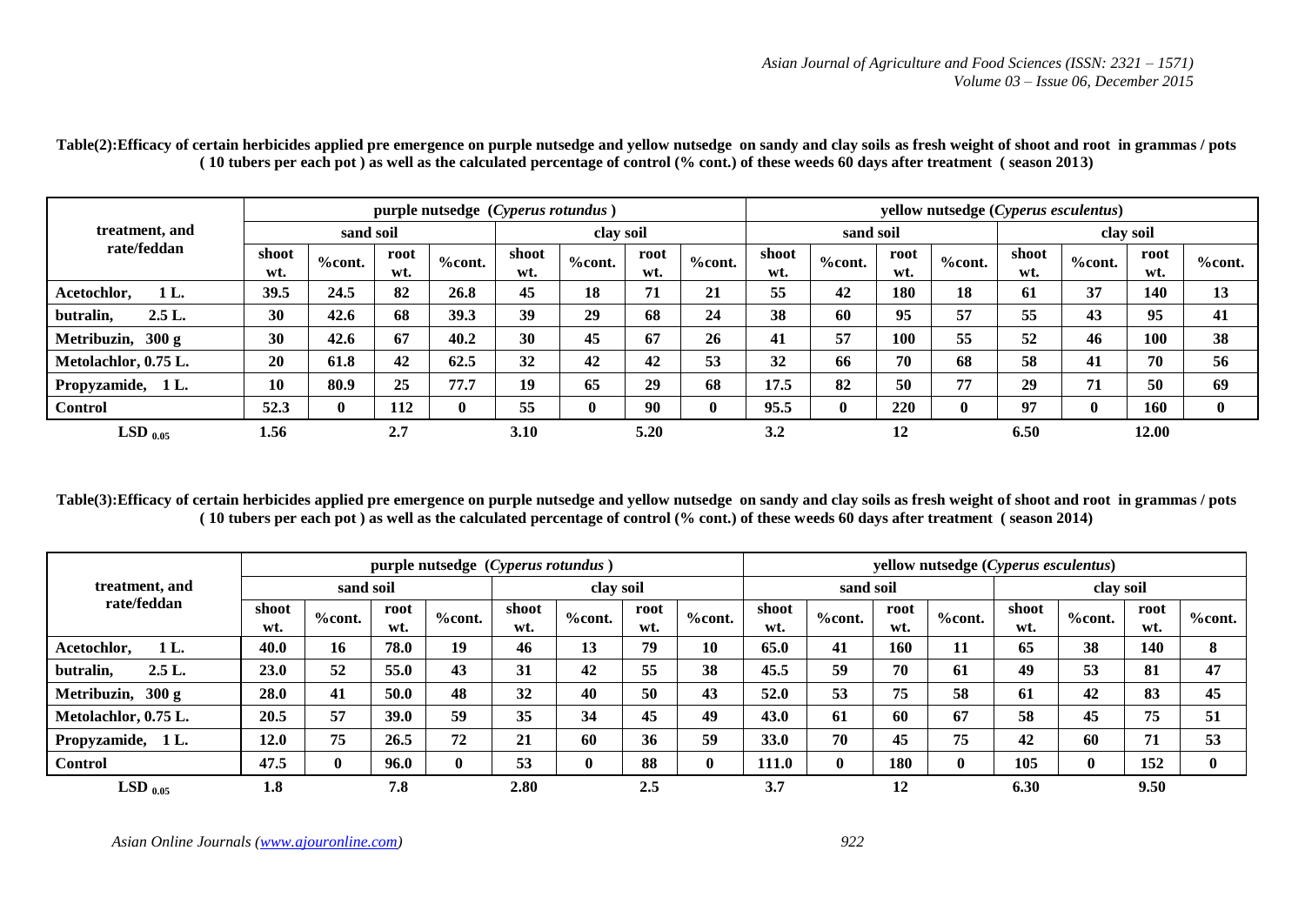**Table(2):Efficacy of certain herbicides applied pre emergence on purple nutsedge and yellow nutsedge on sandy and clay soils as fresh weight of shoot and root in grammas / pots ( 10 tubers per each pot ) as well as the calculated percentage of control (% cont.) of these weeds 60 days after treatment ( season 2013)**

| treatment, and rate/feddan | purple nutsedge (*Cyperus rotundus* ) | | | | | | | | yellow nutsedge (*Cyperus esculentus*) | | | | | | | |
|---|---|---|---|---|---|---|---|---|---|---|---|---|---|---|---|---|
| | sand soil | | | | clay soil | | | | sand soil | | | | clay soil | | | |
| | shoot wt. | %cont. | root wt. | %cont. | shoot wt. | %cont. | root wt. | %cont. | shoot wt. | %cont. | root wt. | %cont. | shoot wt. | %cont. | root wt. | %cont. |
| Acetochlor, 1 L. | 39.5 | 24.5 | 82 | 26.8 | 45 | 18 | 71 | 21 | 55 | 42 | 180 | 18 | 61 | 37 | 140 | 13 |
| butralin, 2.5 L. | 30 | 42.6 | 68 | 39.3 | 39 | 29 | 68 | 24 | 38 | 60 | 95 | 57 | 55 | 43 | 95 | 41 |
| Metribuzin, 300 g | 30 | 42.6 | 67 | 40.2 | 30 | 45 | 67 | 26 | 41 | 57 | 100 | 55 | 52 | 46 | 100 | 38 |
| Metolachlor, 0.75 L. | 20 | 61.8 | 42 | 62.5 | 32 | 42 | 42 | 53 | 32 | 66 | 70 | 68 | 58 | 41 | 70 | 56 |
| Propyzamide, 1 L. | 10 | 80.9 | 25 | 77.7 | 19 | 65 | 29 | 68 | 17.5 | 82 | 50 | 77 | 29 | 71 | 50 | 69 |
| Control | 52.3 | 0 | 112 | 0 | 55 | 0 | 90 | 0 | 95.5 | 0 | 220 | 0 | 97 | 0 | 160 | 0 |
| $LSD_{0.05}$ | 1.56 | | 2.7 | | 3.10 | | 5.20 | | 3.2 | | 12 | | 6.50 | | 12.00 | |

**Table(3):Efficacy of certain herbicides applied pre emergence on purple nutsedge and yellow nutsedge on sandy and clay soils as fresh weight of shoot and root in grammas / pots ( 10 tubers per each pot ) as well as the calculated percentage of control (% cont.) of these weeds 60 days after treatment ( season 2014)**

| treatment, and rate/feddan | purple nutsedge (*Cyperus rotundus* ) | | | | | | | | yellow nutsedge (*Cyperus esculentus*) | | | | | | | |
|---|---|---|---|---|---|---|---|---|---|---|---|---|---|---|---|---|
| | sand soil | | | | clay soil | | | | sand soil | | | | clay soil | | | |
| | shoot wt. | %cont. | root wt. | %cont. | shoot wt. | %cont. | root wt. | %cont. | shoot wt. | %cont. | root wt. | %cont. | shoot wt. | %cont. | root wt. | %cont. |
| Acetochlor, 1 L. | 40.0 | 16 | 78.0 | 19 | 46 | 13 | 79 | 10 | 65.0 | 41 | 160 | 11 | 65 | 38 | 140 | 8 |
| butralin, 2.5 L. | 23.0 | 52 | 55.0 | 43 | 31 | 42 | 55 | 38 | 45.5 | 59 | 70 | 61 | 49 | 53 | 81 | 47 |
| Metribuzin, 300 g | 28.0 | 41 | 50.0 | 48 | 32 | 40 | 50 | 43 | 52.0 | 53 | 75 | 58 | 61 | 42 | 83 | 45 |
| Metolachlor, 0.75 L. | 20.5 | 57 | 39.0 | 59 | 35 | 34 | 45 | 49 | 43.0 | 61 | 60 | 67 | 58 | 45 | 75 | 51 |
| Propyzamide, 1 L. | 12.0 | 75 | 26.5 | 72 | 21 | 60 | 36 | 59 | 33.0 | 70 | 45 | 75 | 42 | 60 | 71 | 53 |
| Control | 47.5 | 0 | 96.0 | 0 | 53 | 0 | 88 | 0 | 111.0 | 0 | 180 | 0 | 105 | 0 | 152 | 0 |
| $LSD_{0.05}$ | 1.8 | | 7.8 | | 2.80 | | 2.5 | | 3.7 | | 12 | | 6.30 | | 9.50 | |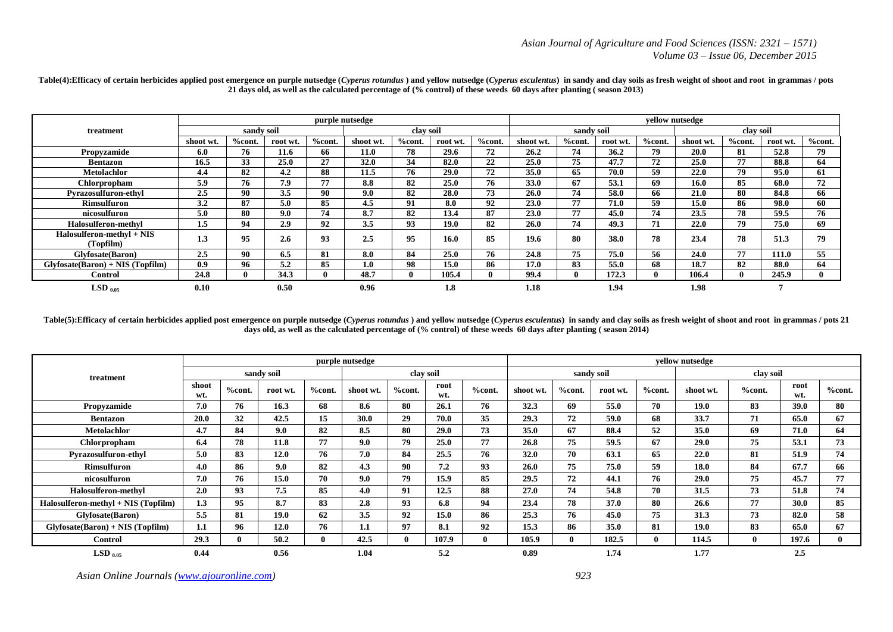**Table(4):Efficacy of certain herbicides applied post emergence on purple nutsedge (*Cyperus rotundus* ) and yellow nutsedge (*Cyperus esculentus*) in sandy and clay soils as fresh weight of shoot and root in grammas / pots 21 days old, as well as the calculated percentage of (% control) of these weeds 60 days after planting ( season 2013)**

| treatment | purple nutsedge | | | | | | | | yellow nutsedge | | | | | | | |
|---|---|---|---|---|---|---|---|---|---|---|---|---|---|---|---|---|
| | sandy soil | | | | clay soil | | | | sandy soil | | | | clay soil | | | |
| | shoot wt. | %cont. | root wt. | %cont. | shoot wt. | %cont. | root wt. | %cont. | shoot wt. | %cont. | root wt. | %cont. | shoot wt. | %cont. | root wt. | %cont. |
| **Propyzamide** | 6.0 | 76 | 11.6 | 66 | 11.0 | 78 | 29.6 | 72 | 26.2 | 74 | 36.2 | 79 | 20.0 | 81 | 52.8 | 79 |
| **Bentazon** | 16.5 | 33 | 25.0 | 27 | 32.0 | 34 | 82.0 | 22 | 25.0 | 75 | 47.7 | 72 | 25.0 | 77 | 88.8 | 64 |
| **Metolachlor** | 4.4 | 82 | 4.2 | 88 | 11.5 | 76 | 29.0 | 72 | 35.0 | 65 | 70.0 | 59 | 22.0 | 79 | 95.0 | 61 |
| **Chlorpropham** | 5.9 | 76 | 7.9 | 77 | 8.8 | 82 | 25.0 | 76 | 33.0 | 67 | 53.1 | 69 | 16.0 | 85 | 68.0 | 72 |
| **Pyrazosulfuron-ethyl** | 2.5 | 90 | 3.5 | 90 | 9.0 | 82 | 28.0 | 73 | 26.0 | 74 | 58.0 | 66 | 21.0 | 80 | 84.8 | 66 |
| **Rimsulfuron** | 3.2 | 87 | 5.0 | 85 | 4.5 | 91 | 8.0 | 92 | 23.0 | 77 | 71.0 | 59 | 15.0 | 86 | 98.0 | 60 |
| **nicosulfuron** | 5.0 | 80 | 9.0 | 74 | 8.7 | 82 | 13.4 | 87 | 23.0 | 77 | 45.0 | 74 | 23.5 | 78 | 59.5 | 76 |
| **Halosulferon-methyl** | 1.5 | 94 | 2.9 | 92 | 3.5 | 93 | 19.0 | 82 | 26.0 | 74 | 49.3 | 71 | 22.0 | 79 | 75.0 | 69 |
| **Halosulferon-methyl + NIS (Topfilm)** | 1.3 | 95 | 2.6 | 93 | 2.5 | 95 | 16.0 | 85 | 19.6 | 80 | 38.0 | 78 | 23.4 | 78 | 51.3 | 79 |
| **Glyfosate(Baron)** | 2.5 | 90 | 6.5 | 81 | 8.0 | 84 | 25.0 | 76 | 24.8 | 75 | 75.0 | 56 | 24.0 | 77 | 111.0 | 55 |
| **Glyfosate(Baron) + NIS (Topfilm)** | 0.9 | 96 | 5.2 | 85 | 1.0 | 98 | 15.0 | 86 | 17.0 | 83 | 55.0 | 68 | 18.7 | 82 | 88.0 | 64 |
| **Control** | 24.8 | 0 | 34.3 | 0 | 48.7 | 0 | 105.4 | 0 | 99.4 | 0 | 172.3 | 0 | 106.4 | 0 | 245.9 | 0 |
| **$LSD_{0.05}$** | 0.10 | | 0.50 | | 0.96 | | 1.8 | | 1.18 | | 1.94 | | 1.98 | | 7 | |

**Table(5):Efficacy of certain herbicides applied post emergence on purple nutsedge (*Cyperus rotundus* ) and yellow nutsedge (*Cyperus esculentus*) in sandy and clay soils as fresh weight of shoot and root in grammas / pots 21 days old, as well as the calculated percentage of (% control) of these weeds 60 days after planting ( season 2014)**

| treatment | purple nutsedge | | | | | | | | yellow nutsedge | | | | | | | |
|---|---|---|---|---|---|---|---|---|---|---|---|---|---|---|---|---|
| | sandy soil | | | | clay soil | | | | sandy soil | | | | clay soil | | | |
| | shoot wt. | %cont. | root wt. | %cont. | shoot wt. | %cont. | root wt. | %cont. | shoot wt. | %cont. | root wt. | %cont. | shoot wt. | %cont. | root wt. | %cont. |
| **Propyzamide** | 7.0 | 76 | 16.3 | 68 | 8.6 | 80 | 26.1 | 76 | 32.3 | 69 | 55.0 | 70 | 19.0 | 83 | 39.0 | 80 |
| **Bentazon** | 20.0 | 32 | 42.5 | 15 | 30.0 | 29 | 70.0 | 35 | 29.3 | 72 | 59.0 | 68 | 33.7 | 71 | 65.0 | 67 |
| **Metolachlor** | 4.7 | 84 | 9.0 | 82 | 8.5 | 80 | 29.0 | 73 | 35.0 | 67 | 88.4 | 52 | 35.0 | 69 | 71.0 | 64 |
| **Chlorpropham** | 6.4 | 78 | 11.8 | 77 | 9.0 | 79 | 25.0 | 77 | 26.8 | 75 | 59.5 | 67 | 29.0 | 75 | 53.1 | 73 |
| **Pyrazosulfuron-ethyl** | 5.0 | 83 | 12.0 | 76 | 7.0 | 84 | 25.5 | 76 | 32.0 | 70 | 63.1 | 65 | 22.0 | 81 | 51.9 | 74 |
| **Rimsulfuron** | 4.0 | 86 | 9.0 | 82 | 4.3 | 90 | 7.2 | 93 | 26.0 | 75 | 75.0 | 59 | 18.0 | 84 | 67.7 | 66 |
| **nicosulfuron** | 7.0 | 76 | 15.0 | 70 | 9.0 | 79 | 15.9 | 85 | 29.5 | 72 | 44.1 | 76 | 29.0 | 75 | 45.7 | 77 |
| **Halosulferon-methyl** | 2.0 | 93 | 7.5 | 85 | 4.0 | 91 | 12.5 | 88 | 27.0 | 74 | 54.8 | 70 | 31.5 | 73 | 51.8 | 74 |
| **Halosulferon-methyl + NIS (Topfilm)** | 1.3 | 95 | 8.7 | 83 | 2.8 | 93 | 6.8 | 94 | 23.4 | 78 | 37.0 | 80 | 26.6 | 77 | 30.0 | 85 |
| **Glyfosate(Baron)** | 5.5 | 81 | 19.0 | 62 | 3.5 | 92 | 15.0 | 86 | 25.3 | 76 | 45.0 | 75 | 31.3 | 73 | 82.0 | 58 |
| **Glyfosate(Baron) + NIS (Topfilm)** | 1.1 | 96 | 12.0 | 76 | 1.1 | 97 | 8.1 | 92 | 15.3 | 86 | 35.0 | 81 | 19.0 | 83 | 65.0 | 67 |
| **Control** | 29.3 | 0 | 50.2 | 0 | 42.5 | 0 | 107.9 | 0 | 105.9 | 0 | 182.5 | 0 | 114.5 | 0 | 197.6 | 0 |
| **$LSD_{0.05}$** | 0.44 | | 0.56 | | 1.04 | | 5.2 | | 0.89 | | 1.74 | | 1.77 | | 2.5 | |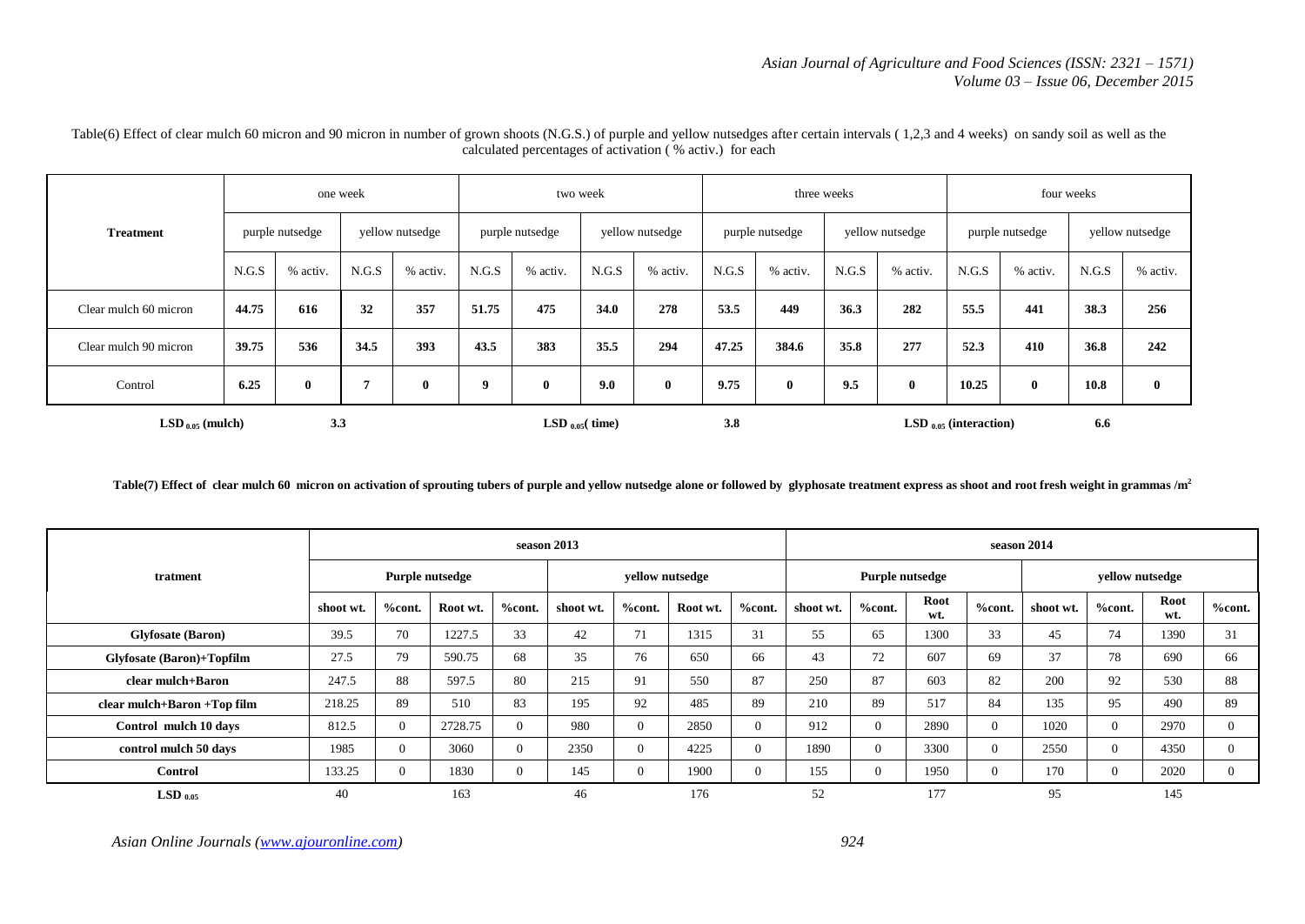Table(6) Effect of clear mulch 60 micron and 90 micron in number of grown shoots (N.G.S.) of purple and yellow nutsedges after certain intervals ( 1,2,3 and 4 weeks) on sandy soil as well as the calculated percentages of activation ( % activ.) for each

| Treatment | one week | | | | two week | | | | three weeks | | | | four weeks | | | |
|---|---|---|---|---|---|---|---|---|---|---|---|---|---|---|---|---|
| | purple nutsedge | | yellow nutsedge | | purple nutsedge | | yellow nutsedge | | purple nutsedge | | yellow nutsedge | | purple nutsedge | | yellow nutsedge | |
| | N.G.S | % activ. | N.G.S | % activ. | N.G.S | % activ. | N.G.S | % activ. | N.G.S | % activ. | N.G.S | % activ. | N.G.S | % activ. | N.G.S | % activ. |
| Clear mulch 60 micron | **44.75** | **616** | **32** | **357** | **51.75** | **475** | **34.0** | **278** | **53.5** | **449** | **36.3** | **282** | **55.5** | **441** | **38.3** | **256** |
| Clear mulch 90 micron | **39.75** | **536** | **34.5** | **393** | **43.5** | **383** | **35.5** | **294** | **47.25** | **384.6** | **35.8** | **277** | **52.3** | **410** | **36.8** | **242** |
| Control | **6.25** | **0** | **7** | **0** | **9** | **0** | **9.0** | **0** | **9.75** | **0** | **9.5** | **0** | **10.25** | **0** | **10.8** | **0** |

**$LSD_{0.05}$ (mulch)** **3.3** **$LSD_{0.05}$( time)** **3.8** **$LSD_{0.05}$ (interaction)** **6.6**

**Table(7) Effect of clear mulch 60 micron on activation of sprouting tubers of purple and yellow nutsedge alone or followed by glyphosate treatment express as shoot and root fresh weight in grammas /$m^2$**

| tratment | season 2013 | | | | | | | | season 2014 | | | | | | | |
|---|---|---|---|---|---|---|---|---|---|---|---|---|---|---|---|---|
| | Purple nutsedge | | | | yellow nutsedge | | | | Purple nutsedge | | | | yellow nutsedge | | | |
| | shoot wt. | %cont. | Root wt. | %cont. | shoot wt. | %cont. | Root wt. | %cont. | shoot wt. | %cont. | Root wt. | %cont. | shoot wt. | %cont. | Root wt. | %cont. |
| **Glyfosate (Baron)** | 39.5 | 70 | 1227.5 | 33 | 42 | 71 | 1315 | 31 | 55 | 65 | 1300 | 33 | 45 | 74 | 1390 | 31 |
| **Glyfosate (Baron)+Topfilm** | 27.5 | 79 | 590.75 | 68 | 35 | 76 | 650 | 66 | 43 | 72 | 607 | 69 | 37 | 78 | 690 | 66 |
| **clear mulch+Baron** | 247.5 | 88 | 597.5 | 80 | 215 | 91 | 550 | 87 | 250 | 87 | 603 | 82 | 200 | 92 | 530 | 88 |
| **clear mulch+Baron +Top film** | 218.25 | 89 | 510 | 83 | 195 | 92 | 485 | 89 | 210 | 89 | 517 | 84 | 135 | 95 | 490 | 89 |
| **Control mulch 10 days** | 812.5 | 0 | 2728.75 | 0 | 980 | 0 | 2850 | 0 | 912 | 0 | 2890 | 0 | 1020 | 0 | 2970 | 0 |
| **control mulch 50 days** | 1985 | 0 | 3060 | 0 | 2350 | 0 | 4225 | 0 | 1890 | 0 | 3300 | 0 | 2550 | 0 | 4350 | 0 |
| **Control** | 133.25 | 0 | 1830 | 0 | 145 | 0 | 1900 | 0 | 155 | 0 | 1950 | 0 | 170 | 0 | 2020 | 0 |
| **$LSD_{0.05}$** | 40 | | 163 | | 46 | | 176 | | 52 | | 177 | | 95 | | 145 | |